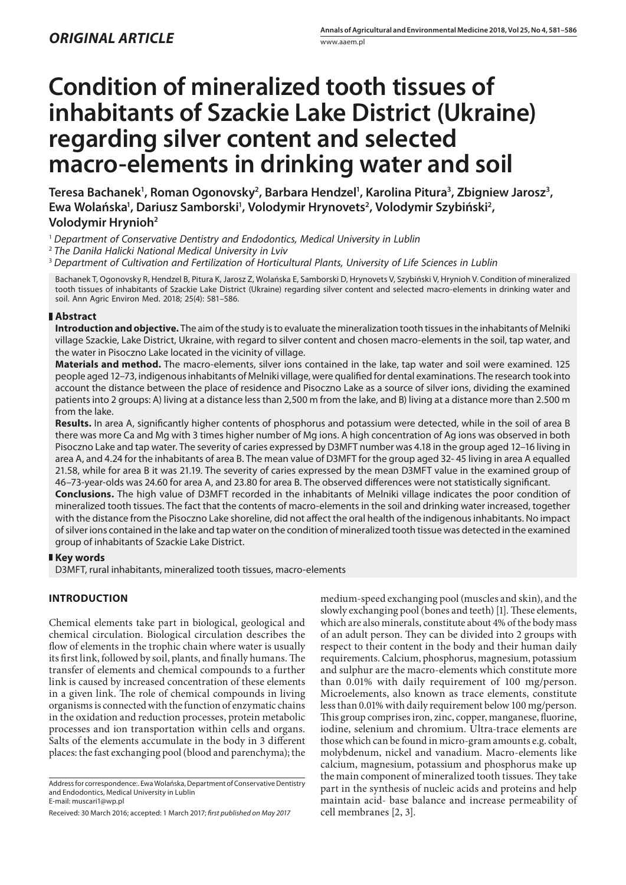*ORIGINAL ARTICLE*

# Condition of mineralized tooth tissues of inhabitants of Szackie Lake District (Ukraine) regarding silver content and selected macro-elements in drinking water and soil

**Teresa Bachanek[1], Roman Ogonovsky[2], Barbara Hendzel[1], Karolina Pitura[3], Zbigniew Jarosz[3], Ewa Wolańska[1], Dariusz Samborski[1], Volodymir Hrynovets[2], Volodymir Szybiński[2], Volodymir Hrynioh[2]**

[1] *Department of Conservative Dentistry and Endodontics, Medical University in Lublin*

[2] *The Daniła Halicki National Medical University in Lviv*

[3] *Department of Cultivation and Fertilization of Horticultural Plants, University of Life Sciences in Lublin*

Bachanek T, Ogonovsky R, Hendzel B, Pitura K, Jarosz Z, Wolańska E, Samborski D, Hrynovets V, Szybiński V, Hrynioh V. Condition of mineralized tooth tissues of inhabitants of Szackie Lake District (Ukraine) regarding silver content and selected macro-elements in drinking water and soil. Ann Agric Environ Med. 2018; 25(4): 581–586.

## Abstract

**Introduction and objective.** The aim of the study is to evaluate the mineralization tooth tissues in the inhabitants of Melniki village Szackie, Lake District, Ukraine, with regard to silver content and chosen macro-elements in the soil, tap water, and the water in Pisoczno Lake located in the vicinity of village.

**Materials and method.** The macro-elements, silver ions contained in the lake, tap water and soil were examined. 125 people aged 12–73, indigenous inhabitants of Melniki village, were qualified for dental examinations. The research took into account the distance between the place of residence and Pisoczno Lake as a source of silver ions, dividing the examined patients into 2 groups: A) living at a distance less than 2,500 m from the lake, and B) living at a distance more than 2.500 m from the lake.

**Results.** In area A, significantly higher contents of phosphorus and potassium were detected, while in the soil of area B there was more Ca and Mg with 3 times higher number of Mg ions. A high concentration of Ag ions was observed in both Pisoczno Lake and tap water. The severity of caries expressed by D3MFT number was 4.18 in the group aged 12–16 living in area A, and 4.24 for the inhabitants of area B. The mean value of D3MFT for the group aged 32- 45 living in area A equalled 21.58, while for area B it was 21.19. The severity of caries expressed by the mean D3MFT value in the examined group of 46–73-year-olds was 24.60 for area A, and 23.80 for area B. The observed differences were not statistically significant.

**Conclusions.** The high value of D3MFT recorded in the inhabitants of Melniki village indicates the poor condition of mineralized tooth tissues. The fact that the contents of macro-elements in the soil and drinking water increased, together with the distance from the Pisoczno Lake shoreline, did not affect the oral health of the indigenous inhabitants. No impact of silver ions contained in the lake and tap water on the condition of mineralized tooth tissue was detected in the examined group of inhabitants of Szackie Lake District.

## Key words

D3MFT, rural inhabitants, mineralized tooth tissues, macro-elements

## INTRODUCTION

Chemical elements take part in biological, geological and chemical circulation. Biological circulation describes the flow of elements in the trophic chain where water is usually its first link, followed by soil, plants, and finally humans. The transfer of elements and chemical compounds to a further link is caused by increased concentration of these elements in a given link. The role of chemical compounds in living organisms is connected with the function of enzymatic chains in the oxidation and reduction processes, protein metabolic processes and ion transportation within cells and organs. Salts of the elements accumulate in the body in 3 different places: the fast exchanging pool (blood and parenchyma); the medium-speed exchanging pool (muscles and skin), and the slowly exchanging pool (bones and teeth) [1]. These elements, which are also minerals, constitute about 4% of the body mass of an adult person. They can be divided into 2 groups with respect to their content in the body and their human daily requirements. Calcium, phosphorus, magnesium, potassium and sulphur are the macro-elements which constitute more than 0.01% with daily requirement of 100 mg/person. Microelements, also known as trace elements, constitute less than 0.01% with daily requirement below 100 mg/person. This group comprises iron, zinc, copper, manganese, fluorine, iodine, selenium and chromium. Ultra-trace elements are those which can be found in micro-gram amounts e.g. cobalt, molybdenum, nickel and vanadium. Macro-elements like calcium, magnesium, potassium and phosphorus make up the main component of mineralized tooth tissues. They take part in the synthesis of nucleic acids and proteins and help maintain acid- base balance and increase permeability of cell membranes [2, 3].

Address for correspondence:. Ewa Wolańska, Department of Conservative Dentistry and Endodontics, Medical University in Lublin
E-mail: muscari1@wp.pl

Received: 30 March 2016; accepted: 1 March 2017; *first published on May 2017*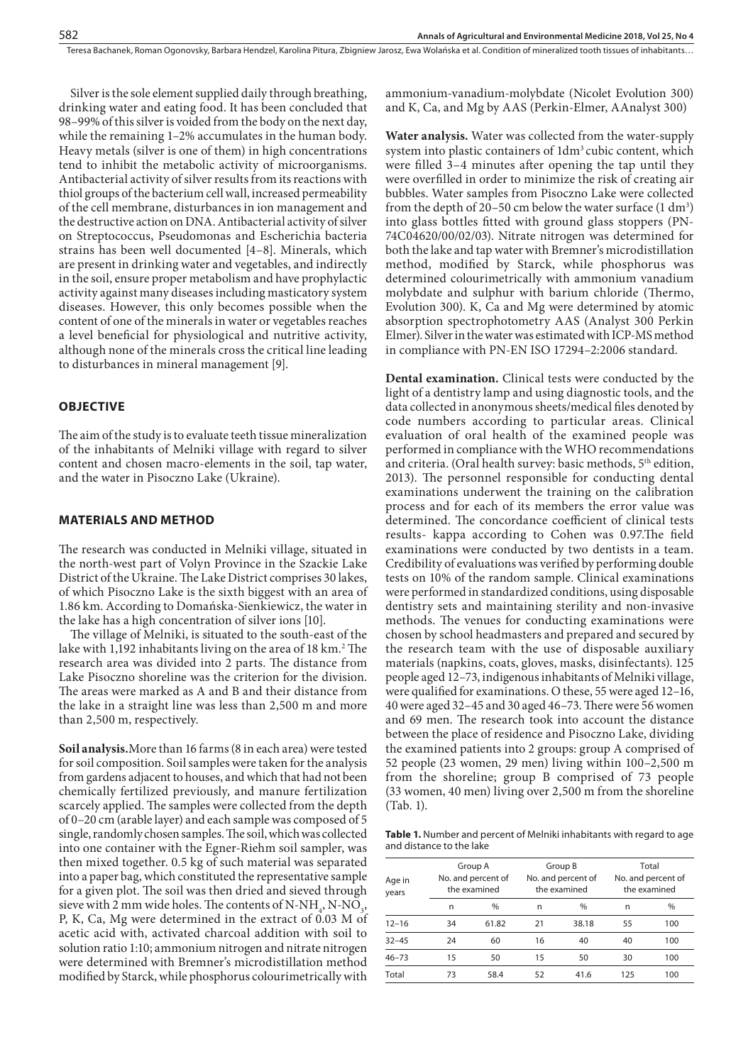Silver is the sole element supplied daily through breathing, drinking water and eating food. It has been concluded that 98–99% of this silver is voided from the body on the next day, while the remaining 1–2% accumulates in the human body. Heavy metals (silver is one of them) in high concentrations tend to inhibit the metabolic activity of microorganisms. Antibacterial activity of silver results from its reactions with thiol groups of the bacterium cell wall, increased permeability of the cell membrane, disturbances in ion management and the destructive action on DNA. Antibacterial activity of silver on Streptococcus, Pseudomonas and Escherichia bacteria strains has been well documented [4–8]. Minerals, which are present in drinking water and vegetables, and indirectly in the soil, ensure proper metabolism and have prophylactic activity against many diseases including masticatory system diseases. However, this only becomes possible when the content of one of the minerals in water or vegetables reaches a level beneficial for physiological and nutritive activity, although none of the minerals cross the critical line leading to disturbances in mineral management [9].

## OBJECTIVE

The aim of the study is to evaluate teeth tissue mineralization of the inhabitants of Melniki village with regard to silver content and chosen macro-elements in the soil, tap water, and the water in Pisoczno Lake (Ukraine).

## MATERIALS AND METHOD

The research was conducted in Melniki village, situated in the north-west part of Volyn Province in the Szackie Lake District of the Ukraine. The Lake District comprises 30 lakes, of which Pisoczno Lake is the sixth biggest with an area of 1.86 km. According to Domańska-Sienkiewicz, the water in the lake has a high concentration of silver ions [10].

The village of Melniki, is situated to the south-east of the lake with 1,192 inhabitants living on the area of 18 km.[2] The research area was divided into 2 parts. The distance from Lake Pisoczno shoreline was the criterion for the division. The areas were marked as A and B and their distance from the lake in a straight line was less than 2,500 m and more than 2,500 m, respectively.

**Soil analysis.** More than 16 farms (8 in each area) were tested for soil composition. Soil samples were taken for the analysis from gardens adjacent to houses, and which that had not been chemically fertilized previously, and manure fertilization scarcely applied. The samples were collected from the depth of 0–20 cm (arable layer) and each sample was composed of 5 single, randomly chosen samples. The soil, which was collected into one container with the Egner-Riehm soil sampler, was then mixed together. 0.5 kg of such material was separated into a paper bag, which constituted the representative sample for a given plot. The soil was then dried and sieved through sieve with 2 mm wide holes. The contents of $N\text{-}NH_4$, $N\text{-}NO_3$, P, K, Ca, Mg were determined in the extract of 0.03 M of acetic acid with, activated charcoal addition with soil to solution ratio 1:10; ammonium nitrogen and nitrate nitrogen were determined with Bremner's microdistillation method modified by Starck, while phosphorus colourimetrically with ammonium-vanadium-molybdate (Nicolet Evolution 300) and K, Ca, and Mg by AAS (Perkin-Elmer, AAnalyst 300)

**Water analysis.** Water was collected from the water-supply system into plastic containers of $1dm^3$ cubic content, which were filled 3–4 minutes after opening the tap until they were overfilled in order to minimize the risk of creating air bubbles. Water samples from Pisoczno Lake were collected from the depth of 20–50 cm below the water surface ($1\ dm^3$) into glass bottles fitted with ground glass stoppers (PN-74C04620/00/02/03). Nitrate nitrogen was determined for both the lake and tap water with Bremner's microdistillation method, modified by Starck, while phosphorus was determined colourimetrically with ammonium vanadium molybdate and sulphur with barium chloride (Thermo, Evolution 300). K, Ca and Mg were determined by atomic absorption spectrophotometry AAS (Analyst 300 Perkin Elmer). Silver in the water was estimated with ICP-MS method in compliance with PN-EN ISO 17294–2:2006 standard.

**Dental examination.** Clinical tests were conducted by the light of a dentistry lamp and using diagnostic tools, and the data collected in anonymous sheets/medical files denoted by code numbers according to particular areas. Clinical evaluation of oral health of the examined people was performed in compliance with the WHO recommendations and criteria. (Oral health survey: basic methods, 5th edition, 2013). The personnel responsible for conducting dental examinations underwent the training on the calibration process and for each of its members the error value was determined. The concordance coefficient of clinical tests results- kappa according to Cohen was 0.97.The field examinations were conducted by two dentists in a team. Credibility of evaluations was verified by performing double tests on 10% of the random sample. Clinical examinations were performed in standardized conditions, using disposable dentistry sets and maintaining sterility and non-invasive methods. The venues for conducting examinations were chosen by school headmasters and prepared and secured by the research team with the use of disposable auxiliary materials (napkins, coats, gloves, masks, disinfectants). 125 people aged 12–73, indigenous inhabitants of Melniki village, were qualified for examinations. O these, 55 were aged 12–16, 40 were aged 32–45 and 30 aged 46–73. There were 56 women and 69 men. The research took into account the distance between the place of residence and Pisoczno Lake, dividing the examined patients into 2 groups: group A comprised of 52 people (23 women, 29 men) living within 100–2,500 m from the shoreline; group B comprised of 73 people (33 women, 40 men) living over 2,500 m from the shoreline (Tab. 1).

**Table 1.** Number and percent of Melniki inhabitants with regard to age and distance to the lake

| Age in years | Group A No. and percent of the examined | | Group B No. and percent of the examined | | Total No. and percent of the examined | |
|---|---|---|---|---|---|---|
| | n | % | n | % | n | % |
| 12–16 | 34 | 61.82 | 21 | 38.18 | 55 | 100 |
| 32–45 | 24 | 60 | 16 | 40 | 40 | 100 |
| 46–73 | 15 | 50 | 15 | 50 | 30 | 100 |
| Total | 73 | 58.4 | 52 | 41.6 | 125 | 100 |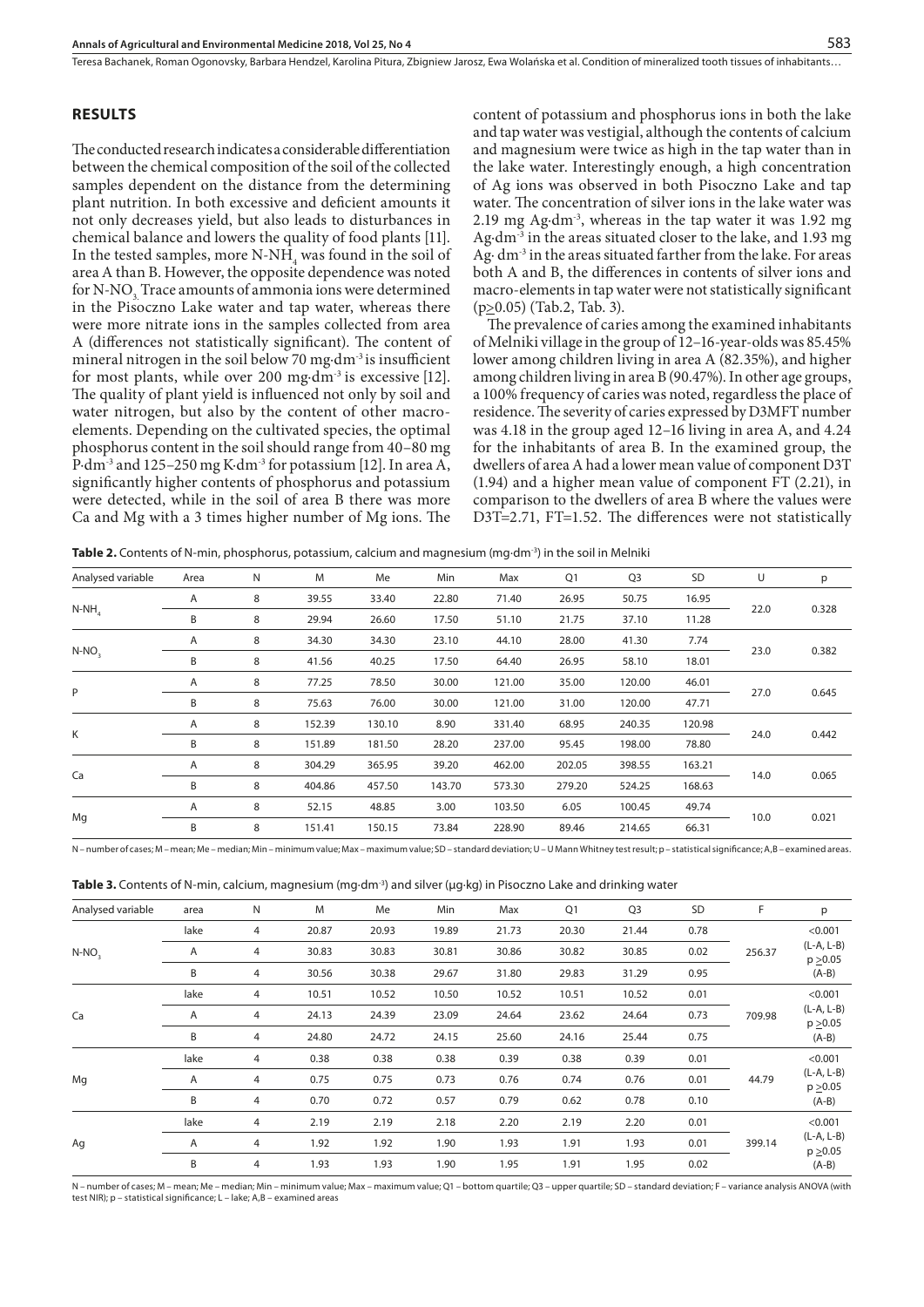## RESULTS

The conducted research indicates a considerable differentiation between the chemical composition of the soil of the collected samples dependent on the distance from the determining plant nutrition. In both excessive and deficient amounts it not only decreases yield, but also leads to disturbances in chemical balance and lowers the quality of food plants [11]. In the tested samples, more $N\text{-}NH_4$ was found in the soil of area A than B. However, the opposite dependence was noted for $N\text{-}NO_3$. Trace amounts of ammonia ions were determined in the Pisoczno Lake water and tap water, whereas there were more nitrate ions in the samples collected from area A (differences not statistically significant). The content of mineral nitrogen in the soil below 70 $mg \cdot dm^{-3}$ is insufficient for most plants, while over 200 $mg \cdot dm^{-3}$ is excessive [12]. The quality of plant yield is influenced not only by soil and water nitrogen, but also by the content of other macro-elements. Depending on the cultivated species, the optimal phosphorus content in the soil should range from 40–80 mg $P \cdot dm^{-3}$ and 125–250 mg $K \cdot dm^{-3}$ for potassium [12]. In area A, significantly higher contents of phosphorus and potassium were detected, while in the soil of area B there was more Ca and Mg with a 3 times higher number of Mg ions. The content of potassium and phosphorus ions in both the lake and tap water was vestigial, although the contents of calcium and magnesium were twice as high in the tap water than in the lake water. Interestingly enough, a high concentration of Ag ions was observed in both Pisoczno Lake and tap water. The concentration of silver ions in the lake water was 2.19 mg $Ag \cdot dm^{-3}$, whereas in the tap water it was 1.92 mg $Ag \cdot dm^{-3}$ in the areas situated closer to the lake, and 1.93 mg $Ag \cdot dm^{-3}$ in the areas situated farther from the lake. For areas both A and B, the differences in contents of silver ions and macro-elements in tap water were not statistically significant ($p \geq 0.05$) (Tab.2, Tab. 3).

The prevalence of caries among the examined inhabitants of Melniki village in the group of 12–16-year-olds was 85.45% lower among children living in area A (82.35%), and higher among children living in area B (90.47%). In other age groups, a 100% frequency of caries was noted, regardless the place of residence. The severity of caries expressed by D3MFT number was 4.18 in the group aged 12–16 living in area A, and 4.24 for the inhabitants of area B. In the examined group, the dwellers of area A had a lower mean value of component D3T (1.94) and a higher mean value of component FT (2.21), in comparison to the dwellers of area B where the values were D3T=2.71, FT=1.52. The differences were not statistically

**Table 2.** Contents of N-min, phosphorus, potassium, calcium and magnesium ($mg \cdot dm^{-3}$) in the soil in Melniki

| Analysed variable | Area | N | M | Me | Min | Max | Q1 | Q3 | SD | U | p |
|---|---|---|---|---|---|---|---|---|---|---|---|
| $N\text{-}NH_4$ | A | 8 | 39.55 | 33.40 | 22.80 | 71.40 | 26.95 | 50.75 | 16.95 | 22.0 | 0.328 |
| | B | 8 | 29.94 | 26.60 | 17.50 | 51.10 | 21.75 | 37.10 | 11.28 | | |
| $N\text{-}NO_3$ | A | 8 | 34.30 | 34.30 | 23.10 | 44.10 | 28.00 | 41.30 | 7.74 | 23.0 | 0.382 |
| | B | 8 | 41.56 | 40.25 | 17.50 | 64.40 | 26.95 | 58.10 | 18.01 | | |
| P | A | 8 | 77.25 | 78.50 | 30.00 | 121.00 | 35.00 | 120.00 | 46.01 | 27.0 | 0.645 |
| | B | 8 | 75.63 | 76.00 | 30.00 | 121.00 | 31.00 | 120.00 | 47.71 | | |
| K | A | 8 | 152.39 | 130.10 | 8.90 | 331.40 | 68.95 | 240.35 | 120.98 | 24.0 | 0.442 |
| | B | 8 | 151.89 | 181.50 | 28.20 | 237.00 | 95.45 | 198.00 | 78.80 | | |
| Ca | A | 8 | 304.29 | 365.95 | 39.20 | 462.00 | 202.05 | 398.55 | 163.21 | 14.0 | 0.065 |
| | B | 8 | 404.86 | 457.50 | 143.70 | 573.30 | 279.20 | 524.25 | 168.63 | | |
| Mg | A | 8 | 52.15 | 48.85 | 3.00 | 103.50 | 6.05 | 100.45 | 49.74 | 10.0 | 0.021 |
| | B | 8 | 151.41 | 150.15 | 73.84 | 228.90 | 89.46 | 214.65 | 66.31 | | |

N – number of cases; M – mean; Me – median; Min – minimum value; Max – maximum value; SD – standard deviation; U – U Mann Whitney test result; p – statistical significance; A,B – examined areas.

**Table 3.** Contents of N-min, calcium, magnesium ($mg \cdot dm^{-3}$) and silver ($\mu g \cdot kg$) in Pisoczno Lake and drinking water

| Analysed variable | area | N | M | Me | Min | Max | Q1 | Q3 | SD | F | p |
|---|---|---|---|---|---|---|---|---|---|---|---|
| $N\text{-}NO_3$ | lake | 4 | 20.87 | 20.93 | 19.89 | 21.73 | 20.30 | 21.44 | 0.78 | 256.37 | <0.001 (L-A, L-B) $p \geq 0.05$ (A-B) |
| | A | 4 | 30.83 | 30.83 | 30.81 | 30.86 | 30.82 | 30.85 | 0.02 | | |
| | B | 4 | 30.56 | 30.38 | 29.67 | 31.80 | 29.83 | 31.29 | 0.95 | | |
| Ca | lake | 4 | 10.51 | 10.52 | 10.50 | 10.52 | 10.51 | 10.52 | 0.01 | 709.98 | <0.001 (L-A, L-B) $p \geq 0.05$ (A-B) |
| | A | 4 | 24.13 | 24.39 | 23.09 | 24.64 | 23.62 | 24.64 | 0.73 | | |
| | B | 4 | 24.80 | 24.72 | 24.15 | 25.60 | 24.16 | 25.44 | 0.75 | | |
| Mg | lake | 4 | 0.38 | 0.38 | 0.38 | 0.39 | 0.38 | 0.39 | 0.01 | 44.79 | <0.001 (L-A, L-B) $p \geq 0.05$ (A-B) |
| | A | 4 | 0.75 | 0.75 | 0.73 | 0.76 | 0.74 | 0.76 | 0.01 | | |
| | B | 4 | 0.70 | 0.72 | 0.57 | 0.79 | 0.62 | 0.78 | 0.10 | | |
| Ag | lake | 4 | 2.19 | 2.19 | 2.18 | 2.20 | 2.19 | 2.20 | 0.01 | 399.14 | <0.001 (L-A, L-B) $p \geq 0.05$ (A-B) |
| | A | 4 | 1.92 | 1.92 | 1.90 | 1.93 | 1.91 | 1.93 | 0.01 | | |
| | B | 4 | 1.93 | 1.93 | 1.90 | 1.95 | 1.91 | 1.95 | 0.02 | | |

N – number of cases; M – mean; Me – median; Min – minimum value; Max – maximum value; Q1 – bottom quartile; Q3 – upper quartile; SD – standard deviation; F – variance analysis ANOVA (with test NIR); p – statistical significance; L – lake; A,B – examined areas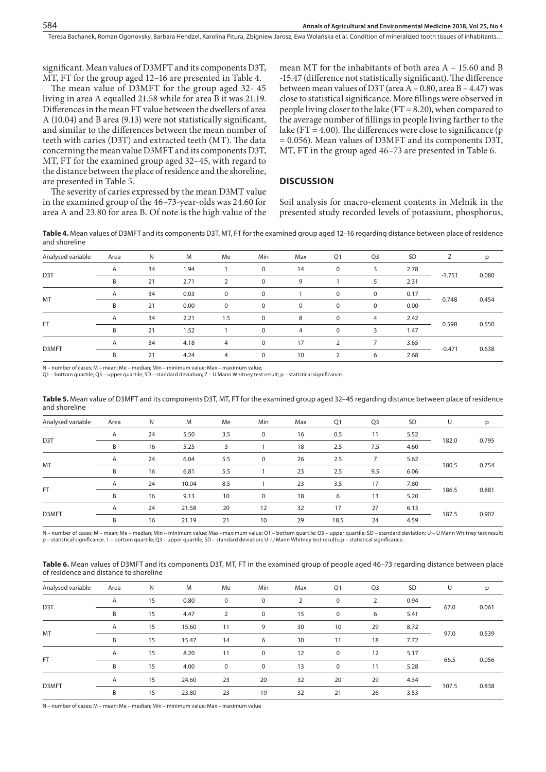significant. Mean values of D3MFT and its components D3T, MT, FT for the group aged 12–16 are presented in Table 4.

The mean value of D3MFT for the group aged 32- 45 living in area A equalled 21.58 while for area B it was 21.19. Differences in the mean FT value between the dwellers of area A (10.04) and B area (9.13) were not statistically significant, and similar to the differences between the mean number of teeth with caries (D3T) and extracted teeth (MT). The data concerning the mean value D3MFT and its components D3T, MT, FT for the examined group aged 32–45, with regard to the distance between the place of residence and the shoreline, are presented in Table 5.

The severity of caries expressed by the mean D3MT value in the examined group of the 46–73-year-olds was 24.60 for area A and 23.80 for area B. Of note is the high value of the mean MT for the inhabitants of both area A – 15.60 and B -15.47 (difference not statistically significant). The difference between mean values of D3T (area A – 0.80, area B – 4.47) was close to statistical significance. More fillings were observed in people living closer to the lake (FT = 8.20), when compared to the average number of fillings in people living farther to the lake (FT = 4.00). The differences were close to significance (p = 0.056). Mean values of D3MFT and its components D3T, MT, FT in the group aged 46–73 are presented in Table 6.

## DISCUSSION

Soil analysis for macro-element contents in Melnik in the presented study recorded levels of potassium, phosphorus,

**Table 4.** Mean values of D3MFT and its components D3T, MT, FT for the examined group aged 12–16 regarding distance between place of residence and shoreline

| Analysed variable | Area | N | M | Me | Min | Max | Q1 | Q3 | SD | Z | p |
|---|---|---|---|---|---|---|---|---|---|---|---|
| D3T | A | 34 | 1.94 | 1 | 0 | 14 | 0 | 3 | 2.78 | -1.751 | 0.080 |
| | B | 21 | 2.71 | 2 | 0 | 9 | 1 | 5 | 2.31 | | |
| MT | A | 34 | 0.03 | 0 | 0 | 1 | 0 | 0 | 0.17 | 0.748 | 0.454 |
| | B | 21 | 0.00 | 0 | 0 | 0 | 0 | 0 | 0.00 | | |
| FT | A | 34 | 2.21 | 1.5 | 0 | 8 | 0 | 4 | 2.42 | 0.598 | 0.550 |
| | B | 21 | 1.52 | 1 | 0 | 4 | 0 | 3 | 1.47 | | |
| D3MFT | A | 34 | 4.18 | 4 | 0 | 17 | 2 | 7 | 3.65 | -0.471 | 0.638 |
| | B | 21 | 4.24 | 4 | 0 | 10 | 2 | 6 | 2.68 | | |

N – number of cases; M – mean; Me – median; Min – minimum value; Max – maximum value;
Q1 – bottom quartile; Q3 – upper quartile; SD – standard deviation; Z – U Mann Whitney test result; p – statistical significance.

**Table 5.** Mean value of D3MFT and its components D3T, MT, FT for the examined group aged 32–45 regarding distance between place of residence and shoreline

| Analysed variable | Area | N | M | Me | Min | Max | Q1 | Q3 | SD | U | p |
|---|---|---|---|---|---|---|---|---|---|---|---|
| D3T | A | 24 | 5.50 | 3.5 | 0 | 16 | 0.5 | 11 | 5.52 | 182.0 | 0.795 |
| | B | 16 | 5.25 | 3 | 1 | 18 | 2.5 | 7.5 | 4.60 | | |
| MT | A | 24 | 6.04 | 5.5 | 0 | 26 | 2.5 | 7 | 5.62 | 180.5 | 0.754 |
| | B | 16 | 6.81 | 5.5 | 1 | 23 | 2.5 | 9.5 | 6.06 | | |
| FT | A | 24 | 10.04 | 8.5 | 1 | 23 | 3.5 | 17 | 7.80 | 186.5 | 0.881 |
| | B | 16 | 9.13 | 10 | 0 | 18 | 6 | 13 | 5.20 | | |
| D3MFT | A | 24 | 21.58 | 20 | 12 | 32 | 17 | 27 | 6.13 | 187.5 | 0.902 |
| | B | 16 | 21.19 | 21 | 10 | 29 | 18.5 | 24 | 4.59 | | |

N – number of cases; M – mean; Me – median; Min – minimum value; Max –maximum value; Q1 – bottom quartile; Q3 – upper quartile; SD – standard deviation; U – U Mann Whitney test result; p – statistical significance. 1 – bottom quartile; Q3 – upper quartile; SD – standard deviation; U -U Mann Whitney test results; p – statistical significance.

**Table 6.** Mean values of D3MFT and its components D3T, MT, FT in the examined group of people aged 46–73 regarding distance between place of residence and distance to shoreline

| Analysed variable | Area | N | M | Me | Min | Max | Q1 | Q3 | SD | U | p |
|---|---|---|---|---|---|---|---|---|---|---|---|
| D3T | A | 15 | 0.80 | 0 | 0 | 2 | 0 | 2 | 0.94 | 67.0 | 0.061 |
| | B | 15 | 4.47 | 2 | 0 | 15 | 0 | 6 | 5.41 | | |
| MT | A | 15 | 15.60 | 11 | 9 | 30 | 10 | 29 | 8.72 | 97.0 | 0.539 |
| | B | 15 | 15.47 | 14 | 6 | 30 | 11 | 18 | 7.72 | | |
| FT | A | 15 | 8.20 | 11 | 0 | 12 | 0 | 12 | 5.17 | 66.5 | 0.056 |
| | B | 15 | 4.00 | 0 | 0 | 13 | 0 | 11 | 5.28 | | |
| D3MFT | A | 15 | 24.60 | 23 | 20 | 32 | 20 | 29 | 4.34 | 107.5 | 0.838 |
| | B | 15 | 23.80 | 23 | 19 | 32 | 21 | 26 | 3.53 | | |

N – number of cases; M – mean; Me – median; Min – minimum value; Max – maximum value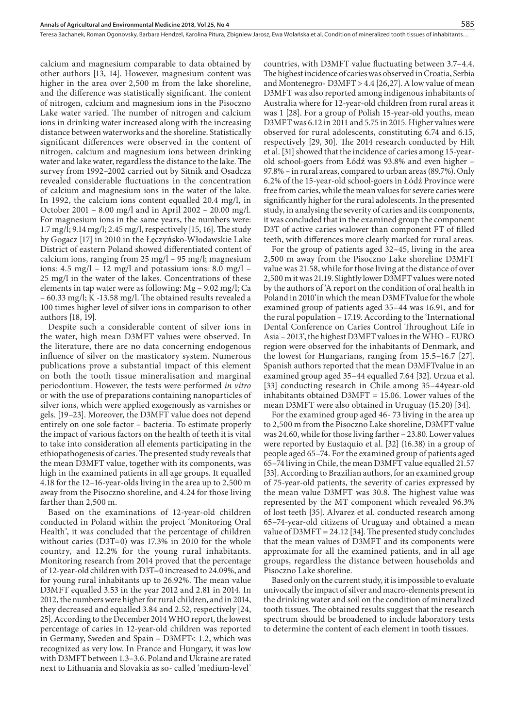calcium and magnesium comparable to data obtained by other authors [13, 14]. However, magnesium content was higher in the area over 2,500 m from the lake shoreline, and the difference was statistically significant. The content of nitrogen, calcium and magnesium ions in the Pisoczno Lake water varied. The number of nitrogen and calcium ions in drinking water increased along with the increasing distance between waterworks and the shoreline. Statistically significant differences were observed in the content of nitrogen, calcium and magnesium ions between drinking water and lake water, regardless the distance to the lake. The survey from 1992–2002 carried out by Sitnik and Osadcza revealed considerable fluctuations in the concentration of calcium and magnesium ions in the water of the lake. In 1992, the calcium ions content equalled 20.4 mg/l, in October 2001 – 8.00 mg/l and in April 2002 – 20.00 mg/l. For magnesium ions in the same years, the numbers were: 1.7 mg/l; 9.14 mg/l; 2.45 mg/l, respectively [15, 16]. The study by Gogacz [17] in 2010 in the Łęczyńsko-Włodawskie Lake District of eastern Poland showed differentiated content of calcium ions, ranging from 25 mg/l – 95 mg/l; magnesium ions: 4.5 mg/l – 12 mg/l and potassium ions: 8.0 mg/l – 25 mg/l in the water of the lakes. Concentrations of these elements in tap water were as following: Mg – 9.02 mg/l; Ca – 60.33 mg/l; K -13.58 mg/l. The obtained results revealed a 100 times higher level of silver ions in comparison to other authors [18, 19].

Despite such a considerable content of silver ions in the water, high mean D3MFT values were observed. In the literature, there are no data concerning endogenous influence of silver on the masticatory system. Numerous publications prove a substantial impact of this element on both the tooth tissue mineralisation and marginal periodontium. However, the tests were performed *in vitro* or with the use of preparations containing nanoparticles of silver ions, which were applied exogenously as varnishes or gels. [19–23]. Moreover, the D3MFT value does not depend entirely on one sole factor – bacteria. To estimate properly the impact of various factors on the health of teeth it is vital to take into consideration all elements participating in the ethiopathogenesis of caries. The presented study reveals that the mean D3MFT value, together with its components, was high in the examined patients in all age groups. It equalled 4.18 for the 12–16-year-olds living in the area up to 2,500 m away from the Pisoczno shoreline, and 4.24 for those living farther than 2,500 m.

Based on the examinations of 12-year-old children conducted in Poland within the project 'Monitoring Oral Health', it was concluded that the percentage of children without caries (D3T=0) was 17.3% in 2010 for the whole country, and 12.2% for the young rural inhabitants. Monitoring research from 2014 proved that the percentage of 12-year-old children with D3T=0 increased to 24.09%, and for young rural inhabitants up to 26.92%. The mean value D3MFT equalled 3.53 in the year 2012 and 2.81 in 2014. In 2012, the numbers were higher for rural children, and in 2014, they decreased and equalled 3.84 and 2.52, respectively [24, 25]. According to the December 2014 WHO report, the lowest percentage of caries in 12-year-old children was reported in Germany, Sweden and Spain – D3MFT< 1.2, which was recognized as very low. In France and Hungary, it was low with D3MFT between 1.3–3.6. Poland and Ukraine are rated next to Lithuania and Slovakia as so- called 'medium-level' countries, with D3MFT value fluctuating between 3.7–4.4. The highest incidence of caries was observed in Croatia, Serbia and Montenegro- D3MFT > 4.4 [26,27]. A low value of mean D3MFT was also reported among indigenous inhabitants of Australia where for 12-year-old children from rural areas it was 1 [28]. For a group of Polish 15-year-old youths, mean D3MFT was 6.12 in 2011 and 5.75 in 2015. Higher values were observed for rural adolescents, constituting 6.74 and 6.15, respectively [29, 30]. The 2014 research conducted by Hilt et al. [31] showed that the incidence of caries among 15-year-old school-goers from Łódź was 93.8% and even higher – 97.8% – in rural areas, compared to urban areas (89.7%). Only 6.2% of the 15-year-old school-goers in Łódź Province were free from caries, while the mean values for severe caries were significantly higher for the rural adolescents. In the presented study, in analysing the severity of caries and its components, it was concluded that in the examined group the component D3T of active caries walower than component FT of filled teeth, with differences more clearly marked for rural areas.

For the group of patients aged 32–45, living in the area 2,500 m away from the Pisoczno Lake shoreline D3MFT value was 21.58, while for those living at the distance of over 2,500 m it was 21.19. Slightly lower D3MFT values were noted by the authors of 'A report on the condition of oral health in Poland in 2010' in which the mean D3MFTvalue for the whole examined group of patients aged 35–44 was 16.91, and for the rural population – 17.19. According to the 'International Dental Conference on Caries Control Throughout Life in Asia – 2013', the highest D3MFT values in the WHO – EURO region were observed for the inhabitants of Denmark, and the lowest for Hungarians, ranging from 15.5–16.7 [27]. Spanish authors reported that the mean D3MFTvalue in an examined group aged 35–44 equalled 7.64 [32]. Urzua et al. [33] conducting research in Chile among 35–44year-old inhabitants obtained D3MFT = 15.06. Lower values of the mean D3MFT were also obtained in Uruguay (15.20) [34].

For the examined group aged 46- 73 living in the area up to 2,500 m from the Pisoczno Lake shoreline, D3MFT value was 24.60, while for those living farther – 23.80. Lower values were reported by Eustaquio et al. [32] (16.38) in a group of people aged 65–74. For the examined group of patients aged 65–74 living in Chile, the mean D3MFT value equalled 21.57 [33]. According to Brazilian authors, for an examined group of 75-year-old patients, the severity of caries expressed by the mean value D3MFT was 30.8. The highest value was represented by the MT component which revealed 96.3% of lost teeth [35]. Alvarez et al. conducted research among 65–74-year-old citizens of Uruguay and obtained a mean value of D3MFT = 24.12 [34]. The presented study concludes that the mean values of D3MFT and its components were approximate for all the examined patients, and in all age groups, regardless the distance between households and Pisoczno Lake shoreline.

Based only on the current study, it is impossible to evaluate univocally the impact of silver and macro-elements present in the drinking water and soil on the condition of mineralized tooth tissues. The obtained results suggest that the research spectrum should be broadened to include laboratory tests to determine the content of each element in tooth tissues.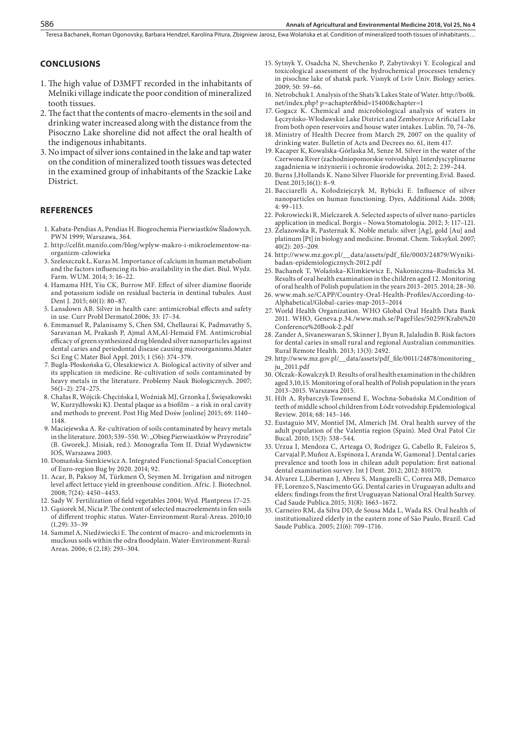## CONCLUSIONS

1. The high value of D3MFT recorded in the inhabitants of Melniki village indicate the poor condition of mineralized tooth tissues.
2. The fact that the contents of macro-elements in the soil and drinking water increased along with the distance from the Pisoczno Lake shoreline did not affect the oral health of the indigenous inhabitants.
3. No impact of silver ions contained in the lake and tap water on the condition of mineralized tooth tissues was detected in the examined group of inhabitants of the Szackie Lake District.

## REFERENCES

1. Kabata-Pendias A, Pendias H. Biogeochemia Pierwiastków Śladowych. PWN 1999; Warszawa, 364.
2. http://celfit.manifo.com/blog/wplyw-makro-i-mikroelementow-na-organizm-czlowieka
3. Szeleszczuk Ł, Kuras M. Importance of calcium in human metabolism and the factors influencing its bio-availability in the diet. Biul. Wydz. Farm. WUM. 2014; 3: 16–22.
4. Hamama HH, Yiu CK, Burrow MF. Effect of silver diamine fluoride and potassium iodide on residual bacteria in dentinal tubules. Aust Dent J. 2015; 60(1): 80–87.
5. Lansdown AB. Silver in health care: antimicrobial effects and safety in use. Curr Probl Dermatol.2006; 33: 17–34.
6. Emmanuel R, Palanisamy S, Chen SM, Chellaurai K, Padmavathy S, Saravanan M, Prakash P, Ajmal AM,Al-Hemaid FM. Antimicrobial efficacy of green synthesized drug blended silver nanoparticles against dental caries and periodontal disease causing microorganisms.Mater Sci Eng C Mater Biol Appl. 2015; 1 (56): 374–379.
7. Bugla-Płoskońska G, Oleszkiewicz A. Biological activity of silver and its application in medicine. Re-cultivation of soils contaminated by heavy metals in the literature. Problemy Nauk Biologicznych. 2007; 56(1–2): 274–275.
8. Chałas R, Wójcik-Chęcińska I, Woźniak MJ, Grzonka J, Święszkowski W, Kurzydłowski KJ. Dental plaque as a biofilm – a risk in oral cavity and methods to prevent. Post Hig Med Dośw [online] 2015; 69: 1140–1148.
9. Maciejewska A. Re-cultivation of soils contaminated by heavy metals in the literature. 2003; 539–550. W: „Obieg Pierwiastków w Przyrodzie" (B. Gworek,J. Misiak, red.). Monografia Tom II. Dział Wydawnictw IOŚ, Warszawa 2003.
10. Domańska-Sienkiewicz A. Integrated Functional-Spacial Conception of Euro-region Bug by 2020. 2014; 92.
11. Acar, B, Paksoy M, Türkmen Ö, Seymen M. Irrigation and nitrogen level affect lettuce yield in greenhouse condition. Afric. J. Biotechnol. 2008; 7(24): 4450–4453.
12. Sady W. Fertilization of field vegetables 2004; Wyd. Plantpress 17–25.
13. Gąsiorek M, Nicia P. The content of selected macroelements in fen soils of different trophic status. Water-Environment-Rural-Areas. 2010;10 (1,29): 33–39
14. Sammel A, Niedźwiecki E. The content of macro- and microelemnts in muckous soils within the odra floodplain. Water-Environment-Rural-Areas. 2006; 6 (2,18): 293–304.
15. Sytnyk Y, Osadcha N, Shevchenko P, Zabytivskyi Y. Ecological and toxicological assessment of the hydrochemical processes tendency in pisochne lake of shatsk park. Visnyk of Lviv Univ. Biology series. 2009; 50: 59–66.
16. Netrobchuk I. Analysis of the Shats'k Lakes State of Water. http://bo0k.net/index.php? p=achapter&bid=15400&chapter=1
17. Gogacz K. Chemical and microbiological analysis of waters in Łęczyńsko-Włodawskie Lake District and Zemborzyce Arificial Lake from both open reservoirs and house water intakes. Lublin. 70, 74–76.
18. Ministry of Health Decree from March 29, 2007 on the quality of drinking water. Bulletin of Acts and Decrees no. 61, item 417.
19. Kacaper K, Kowalska-Górlaska M, Senze M. Silver in the water of the Czerwona River (zachodniopomorskie voivodship). Interdyscyplinarne zagadnienia w inżynierii i ochronie środowiska. 2012; 2: 239–244.
20. Burns J,Hollands K. Nano Silver Fluoride for preventing.Evid. Based. Dent.2015;16(1): 8–9.
21. Bacciarelli A, Kołodziejczyk M, Rybicki E. Influence of silver nanoparticles on human functioning. Dyes, Additional Aids. 2008; 4: 99–113.
22. Pokrowiecki R, Mielczarek A. Selected aspects of silver nano-particles application in medical. Borgis – Nowa Stomatologia. 2012; 3: 117–121.
23. Żelazowska R, Pasternak K. Noble metals: silver [Ag], gold [Au] and platinum [Pt] in biology and medicine. Bromat. Chem. Toksykol. 2007; 40(2): 205–209.
24. http://www.mz.gov.pl/__data/assets/pdf_file/0003/24879/Wyniki-badan-epidemiologicznych-2012.pdf
25. Bachanek T, Wolańska–Klimkiewicz E, Nakonieczna–Rudnicka M. Results of oral health examination in the children aged 12. Monitoring of oral health of Polish population in the years 2013–2015. 2014; 28–30.
26. www.mah.se/CAPP/Country-Oral-Health-Profiles/According-to-Alphabetical/Global-caries-map-2013–2014
27. World Health Organization. WHO Global Oral Health Data Bank 2011. WHO, Geneva.p.34./www.mah.se/PageFiles/50259/Krabi%20Conference%20Book-2.pdf
28. Zander A, Sivaneswaran S, Skinner J, Byun R, Jalaludin B. Risk factors for dental caries in small rural and regional Australian communities. Rural Remote Health. 2013; 13(3): 2492.
29. http://www.mz.gov.pl/__data/assets/pdf_file/0011/24878/monitoring_ju_2011.pdf
30. Olczak–Kowalczyk D. Results of oral health examination in the children aged 3,10,15. Monitoring of oral health of Polish population in the years 2013–2015. Warszawa 2015.
31. Hilt A, Rybarczyk-Townsend E, Wochna-Sobańska M.Condition of teeth of middle school children from Łódz voivodship.Epidemiological Review. 2014; 68: 143–146.
32. Eustaguio MV, Montiel JM, Almerich JM. Oral health survey of the adult population of the Valentia region (Spain). Med Oral Patol Cir Bucal. 2010; 15(3): 538–544.
33. Urzua I, Mendoza C, Arteaga O, Rodrigez G, Cabello R, Faleiros S, Carvajal P, Muñoz A, Espinoza I, Aranda W, Gamonal J. Dental caries prevalence and tooth loss in chilean adult population: first national dental examination survey. Int J Dent. 2012; 2012: 810170.
34. Alvarez L,Liberman J, Abreu S, Mangarelli C, Correa MB, Demarco FF, Lorenzo S, Nascimento GG. Dental caries in Uruguayan adults and elders: findings from the first Uruguayan National Oral Health Survey. Cad Saude Publica.2015; 31(8): 1663–1672.
35. Carneiro RM, da Silva DD, de Sousa Mda L, Wada RS. Oral health of institutionalized elderly in the eastern zone of São Paulo, Brazil. Cad Saude Publica. 2005; 21(6): 709–1716.